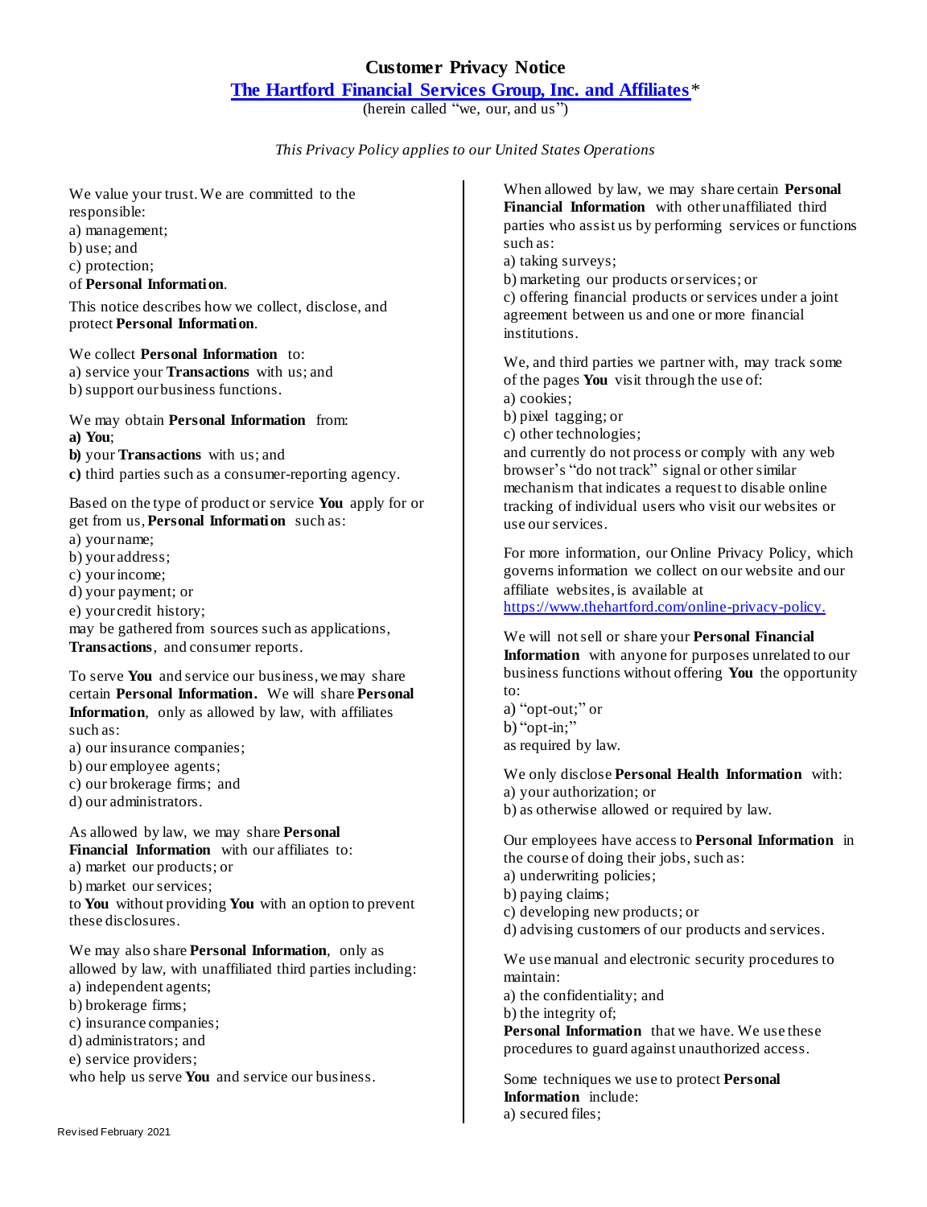# Customer Privacy Notice

## [The Hartford Financial Services Group, Inc. and Affiliates](#)*

(herein called "we, our, and us")

*This Privacy Policy applies to our United States Operations*

We value your trust. We are committed to the responsible:
a) management;
b) use; and
c) protection;
of **Personal Information**.

This notice describes how we collect, disclose, and protect **Personal Information**.

We collect **Personal Information** to:
a) service your **Transactions** with us; and
b) support our business functions.

We may obtain **Personal Information** from:
**a) You**;
**b)** your **Transactions** with us; and
**c)** third parties such as a consumer-reporting agency.

Based on the type of product or service **You** apply for or get from us, **Personal Information** such as:
a) your name;
b) your address;
c) your income;
d) your payment; or
e) your credit history;
may be gathered from sources such as applications, **Transactions**, and consumer reports.

To serve **You** and service our business, we may share certain **Personal Information.** We will share **Personal Information**, only as allowed by law, with affiliates such as:
a) our insurance companies;
b) our employee agents;
c) our brokerage firms; and
d) our administrators.

As allowed by law, we may share **Personal Financial Information** with our affiliates to:
a) market our products; or
b) market our services;
to **You** without providing **You** with an option to prevent these disclosures.

We may also share **Personal Information**, only as allowed by law, with unaffiliated third parties including:
a) independent agents;
b) brokerage firms;
c) insurance companies;
d) administrators; and
e) service providers;
who help us serve **You** and service our business.

When allowed by law, we may share certain **Personal Financial Information** with other unaffiliated third parties who assist us by performing services or functions such as:
a) taking surveys;
b) marketing our products or services; or
c) offering financial products or services under a joint agreement between us and one or more financial institutions.

We, and third parties we partner with, may track some of the pages **You** visit through the use of:
a) cookies;
b) pixel tagging; or
c) other technologies;
and currently do not process or comply with any web browser's "do not track" signal or other similar mechanism that indicates a request to disable online tracking of individual users who visit our websites or use our services.

For more information, our Online Privacy Policy, which governs information we collect on our website and our affiliate websites, is available at https://www.thehartford.com/online-privacy-policy.

We will not sell or share your **Personal Financial Information** with anyone for purposes unrelated to our business functions without offering **You** the opportunity to:
a) "opt-out;" or
b) "opt-in;"
as required by law.

We only disclose **Personal Health Information** with:
a) your authorization; or
b) as otherwise allowed or required by law.

Our employees have access to **Personal Information** in the course of doing their jobs, such as:
a) underwriting policies;
b) paying claims;
c) developing new products; or
d) advising customers of our products and services.

We use manual and electronic security procedures to maintain:
a) the confidentiality; and
b) the integrity of;
**Personal Information** that we have. We use these procedures to guard against unauthorized access.

Some techniques we use to protect **Personal Information** include:
a) secured files;

Revised February 2021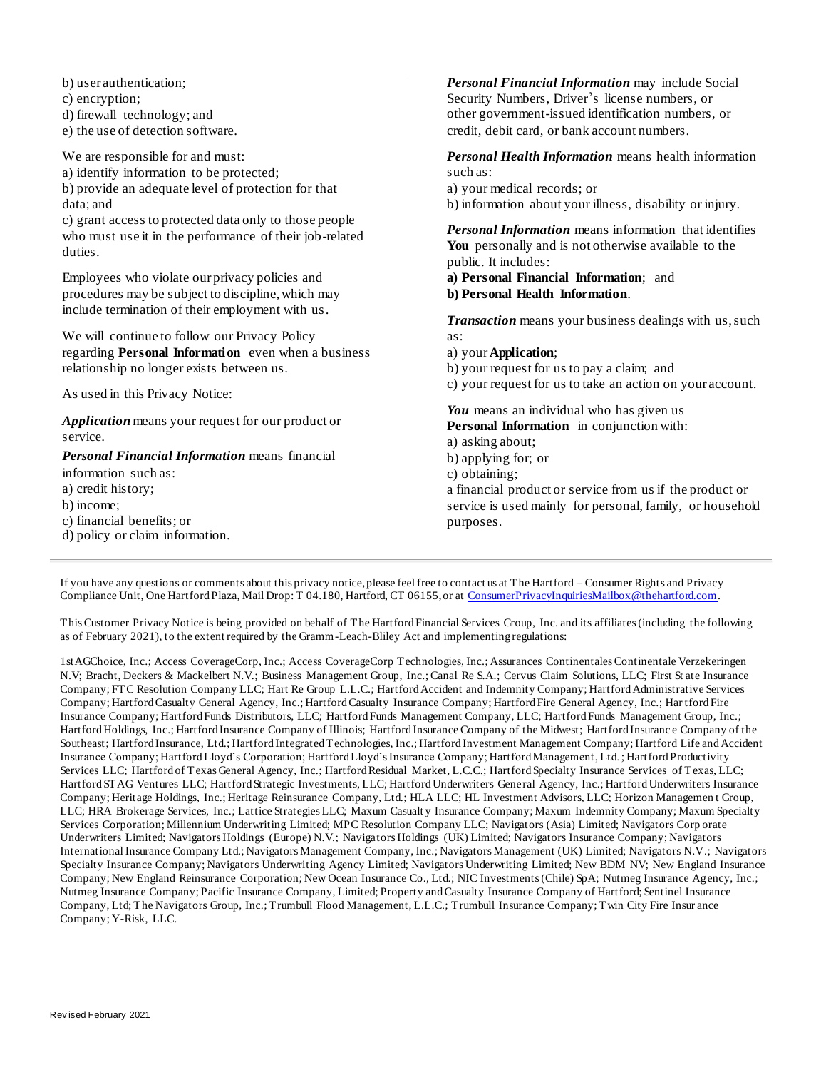b) user authentication;
c) encryption;
d) firewall technology; and
e) the use of detection software.

We are responsible for and must:
a) identify information to be protected;
b) provide an adequate level of protection for that data; and
c) grant access to protected data only to those people who must use it in the performance of their job-related duties.

Employees who violate our privacy policies and procedures may be subject to discipline, which may include termination of their employment with us.

We will continue to follow our Privacy Policy regarding **Personal Information** even when a business relationship no longer exists between us.

As used in this Privacy Notice:

***Application*** means your request for our product or service.

***Personal Financial Information*** means financial information such as:
a) credit history;
b) income;
c) financial benefits; or
d) policy or claim information.

***Personal Financial Information*** may include Social Security Numbers, Driver's license numbers, or other government-issued identification numbers, or credit, debit card, or bank account numbers.

***Personal Health Information*** means health information such as:
a) your medical records; or
b) information about your illness, disability or injury.

***Personal Information*** means information that identifies **You** personally and is not otherwise available to the public. It includes:
**a) Personal Financial Information**; and
**b) Personal Health Information**.

***Transaction*** means your business dealings with us, such as:
a) your **Application**;
b) your request for us to pay a claim; and
c) your request for us to take an action on your account.

***You*** means an individual who has given us **Personal Information** in conjunction with:
a) asking about;
b) applying for; or
c) obtaining;
a financial product or service from us if the product or service is used mainly for personal, family, or household purposes.

If you have any questions or comments about this privacy notice, please feel free to contact us at The Hartford – Consumer Rights and Privacy Compliance Unit, One Hartford Plaza, Mail Drop: T 04.180, Hartford, CT 06155, or at ConsumerPrivacyInquiriesMailbox@thehartford.com.

This Customer Privacy Notice is being provided on behalf of The Hartford Financial Services Group, Inc. and its affiliates (including the following as of February 2021), to the extent required by the Gramm-Leach-Bliley Act and implementing regulations:

1stAGChoice, Inc.; Access CoverageCorp, Inc.; Access CoverageCorp Technologies, Inc.; Assurances Continentales Continentale Verzekeringen N.V; Bracht, Deckers & Mackelbert N.V.; Business Management Group, Inc.; Canal Re S.A.; Cervus Claim Solutions, LLC; First State Insurance Company; FTC Resolution Company LLC; Hart Re Group L.L.C.; Hartford Accident and Indemnity Company; Hartford Administrative Services Company; Hartford Casualty General Agency, Inc.; Hartford Casualty Insurance Company; Hartford Fire General Agency, Inc.; Hartford Fire Insurance Company; Hartford Funds Distributors, LLC; Hartford Funds Management Company, LLC; Hartford Funds Management Group, Inc.; Hartford Holdings, Inc.; Hartford Insurance Company of Illinois; Hartford Insurance Company of the Midwest; Hartford Insurance Company of the Southeast; Hartford Insurance, Ltd.; Hartford Integrated Technologies, Inc.; Hartford Investment Management Company; Hartford Life and Accident Insurance Company; Hartford Lloyd's Corporation; Hartford Lloyd's Insurance Company; Hartford Management, Ltd.; Hartford Productivity Services LLC; Hartford of Texas General Agency, Inc.; Hartford Residual Market, L.C.C.; Hartford Specialty Insurance Services of Texas, LLC; Hartford STAG Ventures LLC; Hartford Strategic Investments, LLC; Hartford Underwriters General Agency, Inc.; Hartford Underwriters Insurance Company; Heritage Holdings, Inc.; Heritage Reinsurance Company, Ltd.; HLA LLC; HL Investment Advisors, LLC; Horizon Management Group, LLC; HRA Brokerage Services, Inc.; Lattice Strategies LLC; Maxum Casualty Insurance Company; Maxum Indemnity Company; Maxum Specialty Services Corporation; Millennium Underwriting Limited; MPC Resolution Company LLC; Navigators (Asia) Limited; Navigators Corporate Underwriters Limited; Navigators Holdings (Europe) N.V.; Navigators Holdings (UK) Limited; Navigators Insurance Company; Navigators International Insurance Company Ltd.; Navigators Management Company, Inc.; Navigators Management (UK) Limited; Navigators N.V.; Navigators Specialty Insurance Company; Navigators Underwriting Agency Limited; Navigators Underwriting Limited; New BDM NV; New England Insurance Company; New England Reinsurance Corporation; New Ocean Insurance Co., Ltd.; NIC Investments (Chile) SpA; Nutmeg Insurance Agency, Inc.; Nutmeg Insurance Company; Pacific Insurance Company, Limited; Property and Casualty Insurance Company of Hartford; Sentinel Insurance Company, Ltd; The Navigators Group, Inc.; Trumbull Flood Management, L.L.C.; Trumbull Insurance Company; Twin City Fire Insurance Company; Y-Risk, LLC.

Revised February 2021